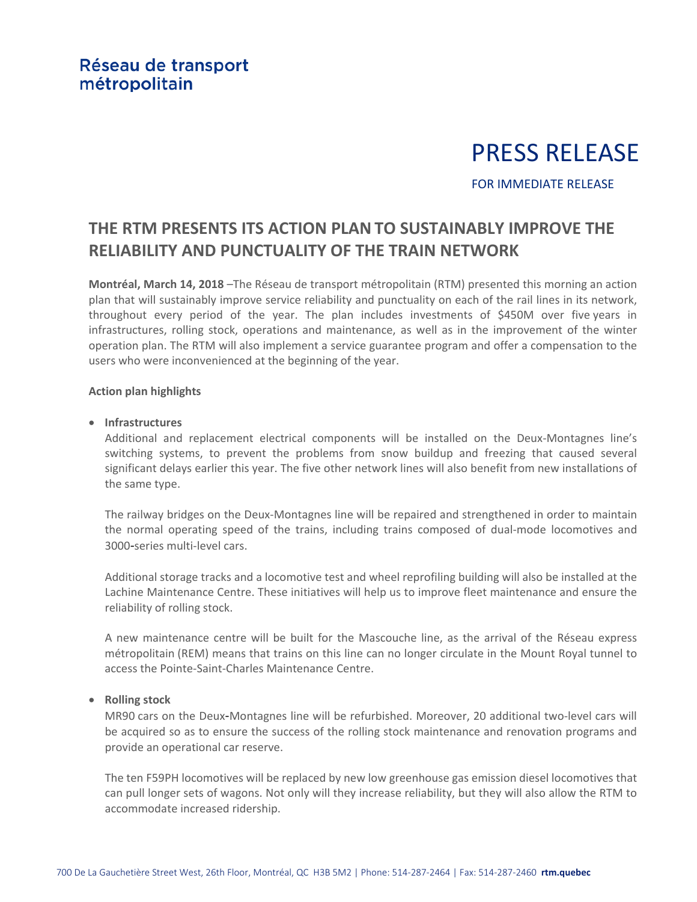Réseau de transport métropolitain

# PRESS RELEASE

FOR IMMEDIATE RELEASE

## THE RTM PRESENTS ITS ACTION PLAN TO SUSTAINABLY IMPROVE THE RELIABILITY AND PUNCTUALITY OF THE TRAIN NETWORK

**Montréal, March 14, 2018** –The Réseau de transport métropolitain (RTM) presented this morning an action plan that will sustainably improve service reliability and punctuality on each of the rail lines in its network, throughout every period of the year. The plan includes investments of $450M over five years in infrastructures, rolling stock, operations and maintenance, as well as in the improvement of the winter operation plan. The RTM will also implement a service guarantee program and offer a compensation to the users who were inconvenienced at the beginning of the year.

**Action plan highlights**

- **Infrastructures**

  Additional and replacement electrical components will be installed on the Deux-Montagnes line's switching systems, to prevent the problems from snow buildup and freezing that caused several significant delays earlier this year. The five other network lines will also benefit from new installations of the same type.

  The railway bridges on the Deux-Montagnes line will be repaired and strengthened in order to maintain the normal operating speed of the trains, including trains composed of dual-mode locomotives and 3000-series multi-level cars.

  Additional storage tracks and a locomotive test and wheel reprofiling building will also be installed at the Lachine Maintenance Centre. These initiatives will help us to improve fleet maintenance and ensure the reliability of rolling stock.

  A new maintenance centre will be built for the Mascouche line, as the arrival of the Réseau express métropolitain (REM) means that trains on this line can no longer circulate in the Mount Royal tunnel to access the Pointe-Saint-Charles Maintenance Centre.

- **Rolling stock**

  MR90 cars on the Deux-Montagnes line will be refurbished. Moreover, 20 additional two-level cars will be acquired so as to ensure the success of the rolling stock maintenance and renovation programs and provide an operational car reserve.

  The ten F59PH locomotives will be replaced by new low greenhouse gas emission diesel locomotives that can pull longer sets of wagons. Not only will they increase reliability, but they will also allow the RTM to accommodate increased ridership.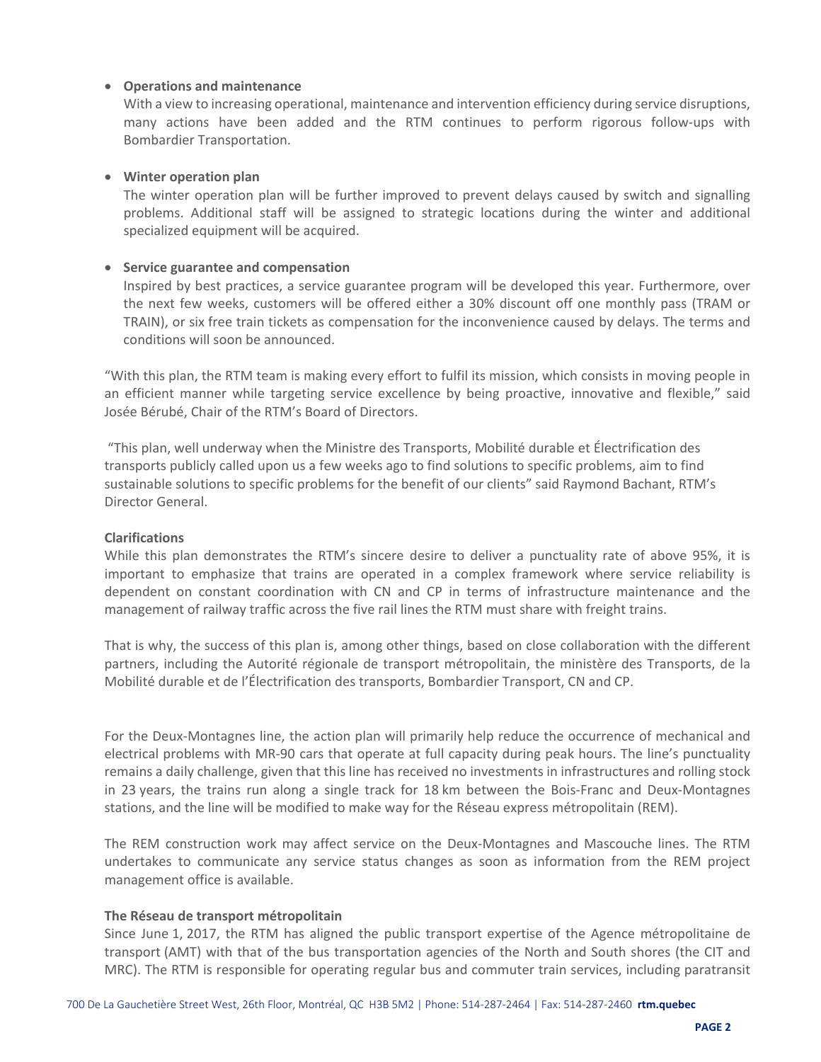- **Operations and maintenance**
  With a view to increasing operational, maintenance and intervention efficiency during service disruptions, many actions have been added and the RTM continues to perform rigorous follow-ups with Bombardier Transportation.

- **Winter operation plan**
  The winter operation plan will be further improved to prevent delays caused by switch and signalling problems. Additional staff will be assigned to strategic locations during the winter and additional specialized equipment will be acquired.

- **Service guarantee and compensation**
  Inspired by best practices, a service guarantee program will be developed this year. Furthermore, over the next few weeks, customers will be offered either a 30% discount off one monthly pass (TRAM or TRAIN), or six free train tickets as compensation for the inconvenience caused by delays. The terms and conditions will soon be announced.

"With this plan, the RTM team is making every effort to fulfil its mission, which consists in moving people in an efficient manner while targeting service excellence by being proactive, innovative and flexible," said Josée Bérubé, Chair of the RTM's Board of Directors.

"This plan, well underway when the Ministre des Transports, Mobilité durable et Électrification des transports publicly called upon us a few weeks ago to find solutions to specific problems, aim to find sustainable solutions to specific problems for the benefit of our clients" said Raymond Bachant, RTM's Director General.

**Clarifications**

While this plan demonstrates the RTM's sincere desire to deliver a punctuality rate of above 95%, it is important to emphasize that trains are operated in a complex framework where service reliability is dependent on constant coordination with CN and CP in terms of infrastructure maintenance and the management of railway traffic across the five rail lines the RTM must share with freight trains.

That is why, the success of this plan is, among other things, based on close collaboration with the different partners, including the Autorité régionale de transport métropolitain, the ministère des Transports, de la Mobilité durable et de l'Électrification des transports, Bombardier Transport, CN and CP.

For the Deux-Montagnes line, the action plan will primarily help reduce the occurrence of mechanical and electrical problems with MR-90 cars that operate at full capacity during peak hours. The line's punctuality remains a daily challenge, given that this line has received no investments in infrastructures and rolling stock in 23 years, the trains run along a single track for 18 km between the Bois-Franc and Deux-Montagnes stations, and the line will be modified to make way for the Réseau express métropolitain (REM).

The REM construction work may affect service on the Deux-Montagnes and Mascouche lines. The RTM undertakes to communicate any service status changes as soon as information from the REM project management office is available.

**The Réseau de transport métropolitain**

Since June 1, 2017, the RTM has aligned the public transport expertise of the Agence métropolitaine de transport (AMT) with that of the bus transportation agencies of the North and South shores (the CIT and MRC). The RTM is responsible for operating regular bus and commuter train services, including paratransit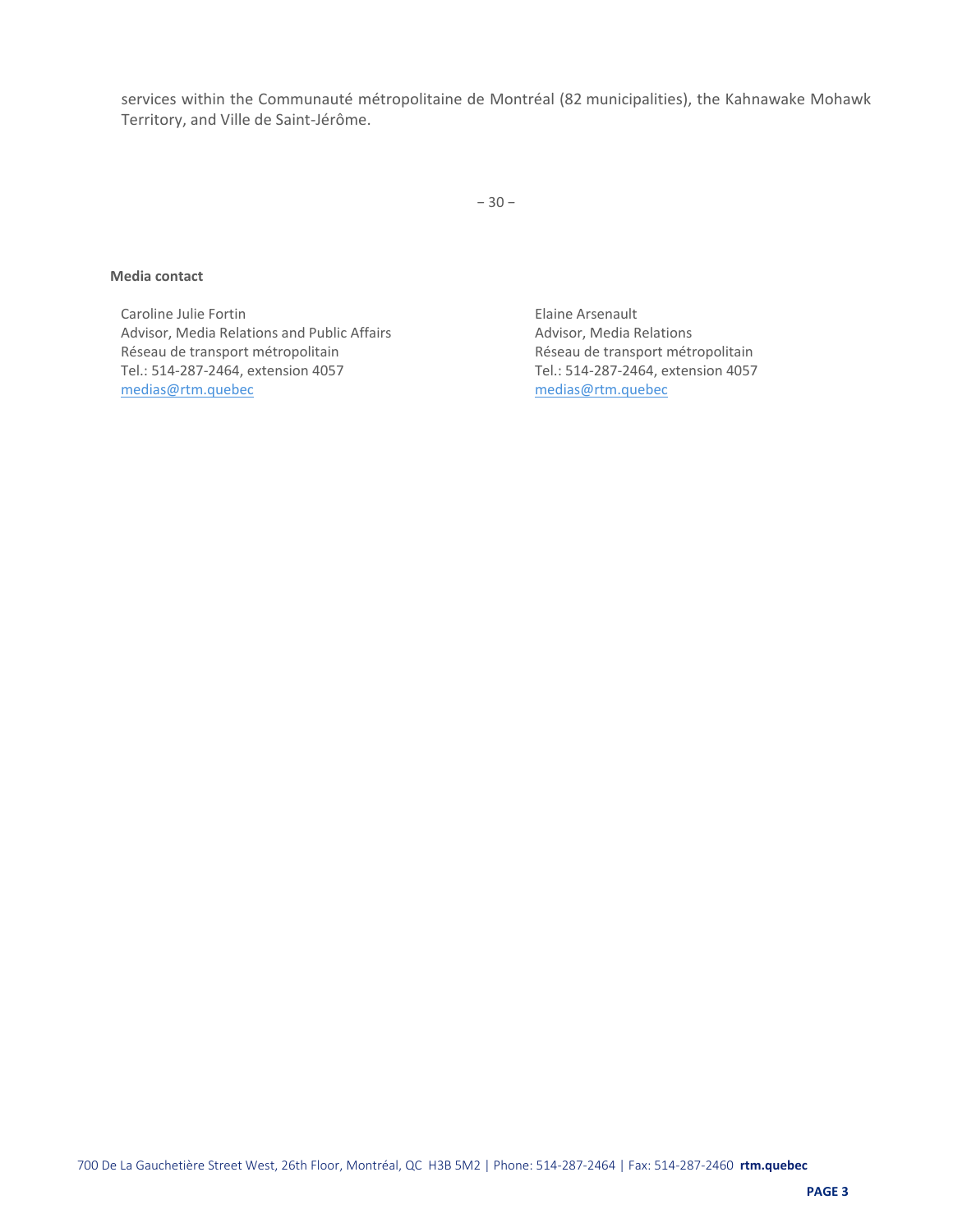services within the Communauté métropolitaine de Montréal (82 municipalities), the Kahnawake Mohawk Territory, and Ville de Saint-Jérôme.

– 30 –

**Media contact**

Caroline Julie Fortin
Advisor, Media Relations and Public Affairs
Réseau de transport métropolitain
Tel.: 514-287-2464, extension 4057
medias@rtm.quebec

Elaine Arsenault
Advisor, Media Relations
Réseau de transport métropolitain
Tel.: 514-287-2464, extension 4057
medias@rtm.quebec

700 De La Gauchetière Street West, 26th Floor, Montréal, QC H3B 5M2 | Phone: 514-287-2464 | Fax: 514-287-2460 **rtm.quebec**